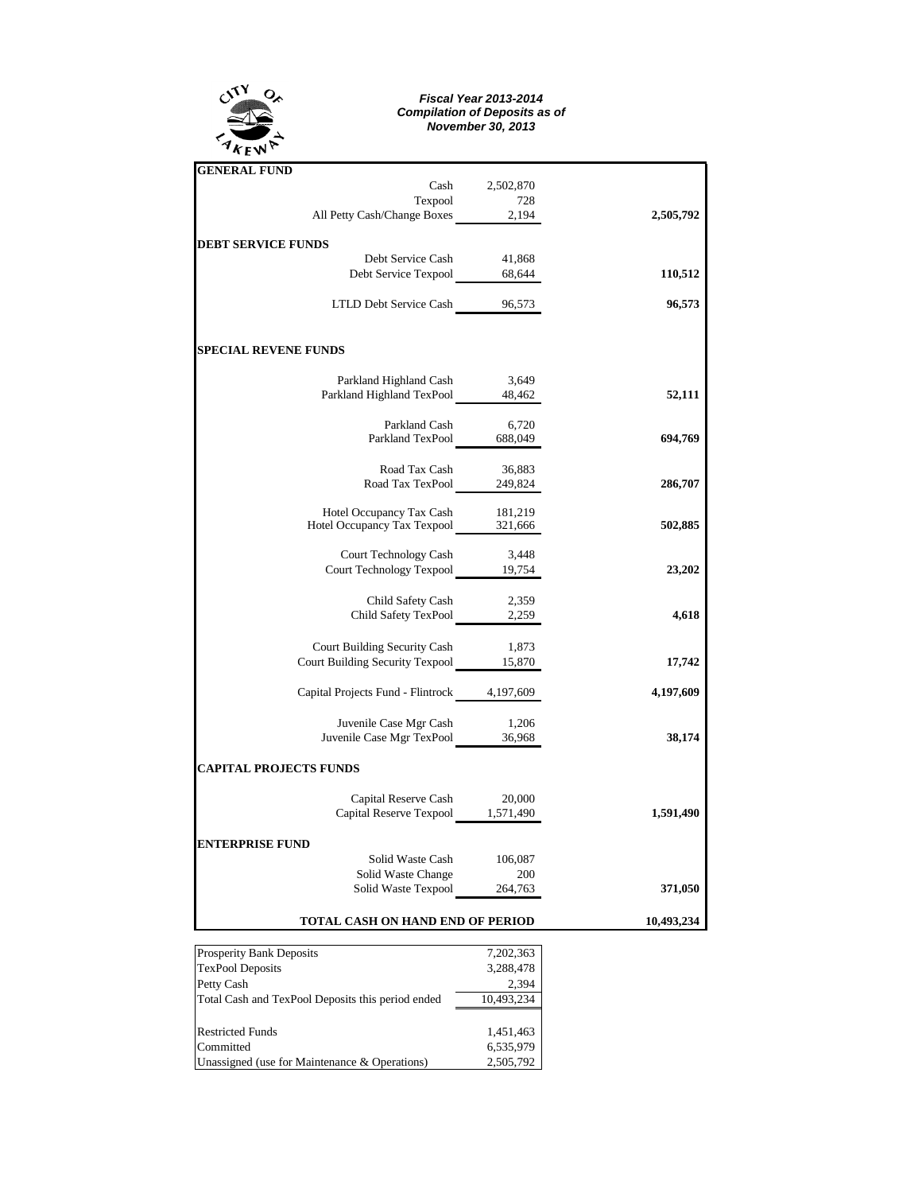CITY OF LAKEWAY

***Fiscal Year 2013-2014***
***Compilation of Deposits as of***
***November 30, 2013***

| | | |
|---|---|---|
| **GENERAL FUND** | | |
| Cash | 2,502,870 | |
| Texpool | 728 | |
| All Petty Cash/Change Boxes | 2,194 | **2,505,792** |
| **DEBT SERVICE FUNDS** | | |
| Debt Service Cash | 41,868 | |
| Debt Service Texpool | 68,644 | **110,512** |
| LTLD Debt Service Cash | 96,573 | **96,573** |
| **SPECIAL REVENE FUNDS** | | |
| Parkland Highland Cash | 3,649 | |
| Parkland Highland TexPool | 48,462 | **52,111** |
| Parkland Cash | 6,720 | |
| Parkland TexPool | 688,049 | **694,769** |
| Road Tax Cash | 36,883 | |
| Road Tax TexPool | 249,824 | **286,707** |
| Hotel Occupancy Tax Cash | 181,219 | |
| Hotel Occupancy Tax Texpool | 321,666 | **502,885** |
| Court Technology Cash | 3,448 | |
| Court Technology Texpool | 19,754 | **23,202** |
| Child Safety Cash | 2,359 | |
| Child Safety TexPool | 2,259 | **4,618** |
| Court Building Security Cash | 1,873 | |
| Court Building Security Texpool | 15,870 | **17,742** |
| Capital Projects Fund - Flintrock | 4,197,609 | **4,197,609** |
| Juvenile Case Mgr Cash | 1,206 | |
| Juvenile Case Mgr TexPool | 36,968 | **38,174** |
| **CAPITAL PROJECTS FUNDS** | | |
| Capital Reserve Cash | 20,000 | |
| Capital Reserve Texpool | 1,571,490 | **1,591,490** |
| **ENTERPRISE FUND** | | |
| Solid Waste Cash | 106,087 | |
| Solid Waste Change | 200 | |
| Solid Waste Texpool | 264,763 | **371,050** |
| **TOTAL CASH ON HAND END OF PERIOD** | | **10,493,234** |

| | |
|---|---|
| Prosperity Bank Deposits | 7,202,363 |
| TexPool Deposits | 3,288,478 |
| Petty Cash | 2,394 |
| Total Cash and TexPool Deposits this period ended | 10,493,234 |
| Restricted Funds | 1,451,463 |
| Committed | 6,535,979 |
| Unassigned (use for Maintenance & Operations) | 2,505,792 |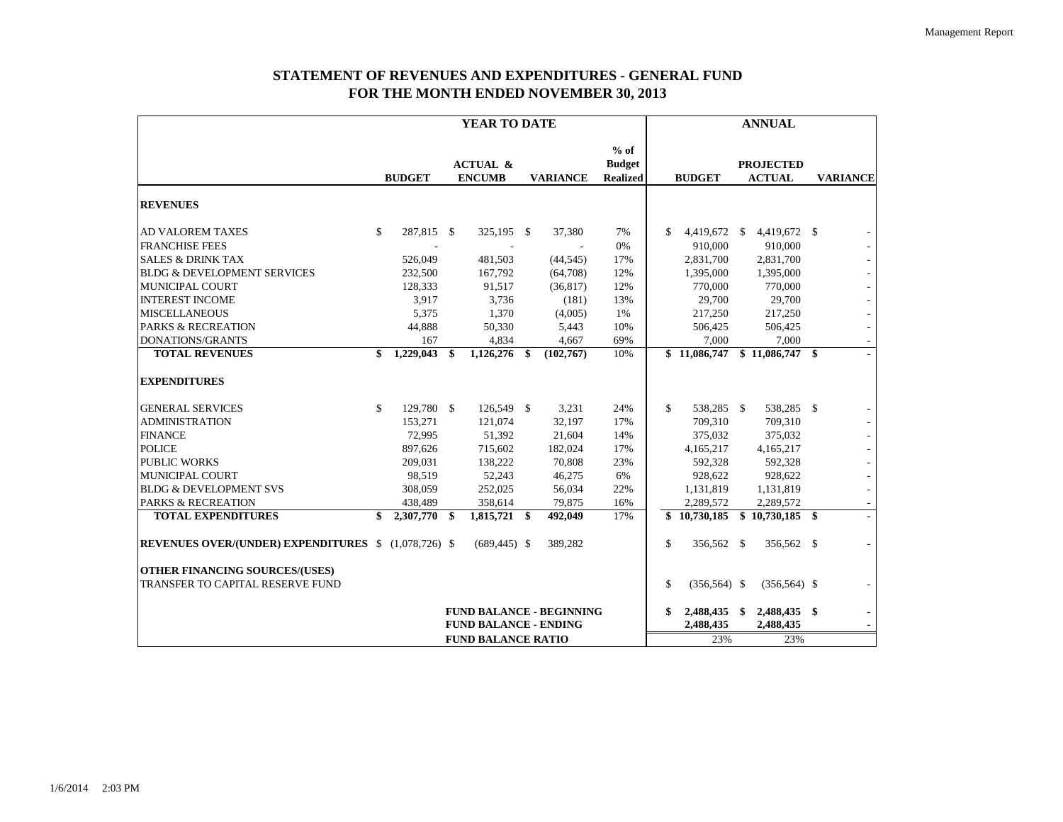# STATEMENT OF REVENUES AND EXPENDITURES - GENERAL FUND
## FOR THE MONTH ENDED NOVEMBER 30, 2013

| | YEAR TO DATE | | | | ANNUAL | | |
|---|---|---|---|---|---|---|---|
| | BUDGET | ACTUAL & ENCUMB | VARIANCE | % of Budget Realized | BUDGET | PROJECTED ACTUAL | VARIANCE |
| **REVENUES** | | | | | | | |
| AD VALOREM TAXES | $ 287,815 | $ 325,195 | $ 37,380 | 7% | $ 4,419,672 | $ 4,419,672 | $ - |
| FRANCHISE FEES | - | - | - | 0% | 910,000 | 910,000 | - |
| SALES & DRINK TAX | 526,049 | 481,503 | (44,545) | 17% | 2,831,700 | 2,831,700 | - |
| BLDG & DEVELOPMENT SERVICES | 232,500 | 167,792 | (64,708) | 12% | 1,395,000 | 1,395,000 | - |
| MUNICIPAL COURT | 128,333 | 91,517 | (36,817) | 12% | 770,000 | 770,000 | - |
| INTEREST INCOME | 3,917 | 3,736 | (181) | 13% | 29,700 | 29,700 | - |
| MISCELLANEOUS | 5,375 | 1,370 | (4,005) | 1% | 217,250 | 217,250 | - |
| PARKS & RECREATION | 44,888 | 50,330 | 5,443 | 10% | 506,425 | 506,425 | - |
| DONATIONS/GRANTS | 167 | 4,834 | 4,667 | 69% | 7,000 | 7,000 | - |
| **TOTAL REVENUES** | **$ 1,229,043** | **$ 1,126,276** | **$ (102,767)** | 10% | **$ 11,086,747** | **$ 11,086,747** | **$ -** |
| **EXPENDITURES** | | | | | | | |
| GENERAL SERVICES | $ 129,780 | $ 126,549 | $ 3,231 | 24% | $ 538,285 | $ 538,285 | $ - |
| ADMINISTRATION | 153,271 | 121,074 | 32,197 | 17% | 709,310 | 709,310 | - |
| FINANCE | 72,995 | 51,392 | 21,604 | 14% | 375,032 | 375,032 | - |
| POLICE | 897,626 | 715,602 | 182,024 | 17% | 4,165,217 | 4,165,217 | - |
| PUBLIC WORKS | 209,031 | 138,222 | 70,808 | 23% | 592,328 | 592,328 | - |
| MUNICIPAL COURT | 98,519 | 52,243 | 46,275 | 6% | 928,622 | 928,622 | - |
| BLDG & DEVELOPMENT SVS | 308,059 | 252,025 | 56,034 | 22% | 1,131,819 | 1,131,819 | - |
| PARKS & RECREATION | 438,489 | 358,614 | 79,875 | 16% | 2,289,572 | 2,289,572 | - |
| **TOTAL EXPENDITURES** | **$ 2,307,770** | **$ 1,815,721** | **$ 492,049** | 17% | **$ 10,730,185** | **$ 10,730,185** | **$ -** |
| **REVENUES OVER/(UNDER) EXPENDITURES** | $ (1,078,726) | $ (689,445) | $ 389,282 | | $ 356,562 | $ 356,562 | $ - |
| **OTHER FINANCING SOURCES/(USES)** | | | | | | | |
| TRANSFER TO CAPITAL RESERVE FUND | | | | | $ (356,564) | $ (356,564) | $ - |
| | | **FUND BALANCE - BEGINNING** | | | **$ 2,488,435** | **$ 2,488,435** | **$ -** |
| | | **FUND BALANCE - ENDING** | | | **2,488,435** | **2,488,435** | **-** |
| | | **FUND BALANCE RATIO** | | | 23% | 23% | |

1/6/2014 2:03 PM